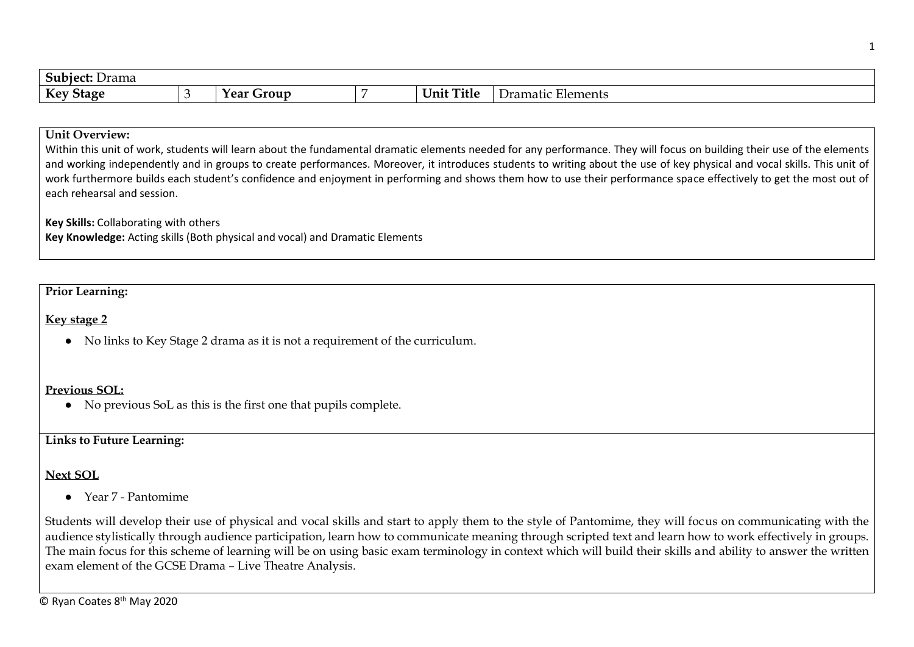| **Subject:** Drama | | | | | |
|---|---|---|---|---|---|
| **Key Stage** | 3 | **Year Group** | 7 | **Unit Title** | Dramatic Elements |

**Unit Overview:**

Within this unit of work, students will learn about the fundamental dramatic elements needed for any performance. They will focus on building their use of the elements and working independently and in groups to create performances. Moreover, it introduces students to writing about the use of key physical and vocal skills. This unit of work furthermore builds each student's confidence and enjoyment in performing and shows them how to use their performance space effectively to get the most out of each rehearsal and session.

**Key Skills:** Collaborating with others
**Key Knowledge:** Acting skills (Both physical and vocal) and Dramatic Elements

**Prior Learning:**

**Key stage 2**

- No links to Key Stage 2 drama as it is not a requirement of the curriculum.

**Previous SOL:**

- No previous SoL as this is the first one that pupils complete.

**Links to Future Learning:**

**Next SOL**

- Year 7 - Pantomime

Students will develop their use of physical and vocal skills and start to apply them to the style of Pantomime, they will focus on communicating with the audience stylistically through audience participation, learn how to communicate meaning through scripted text and learn how to work effectively in groups. The main focus for this scheme of learning will be on using basic exam terminology in context which will build their skills and ability to answer the written exam element of the GCSE Drama – Live Theatre Analysis.

© Ryan Coates 8th May 2020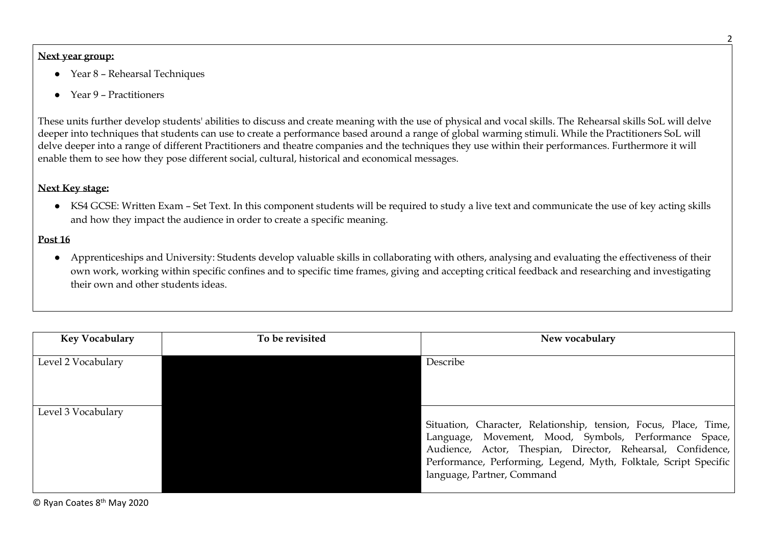**Next year group:**

- Year 8 – Rehearsal Techniques
- Year 9 – Practitioners

These units further develop students' abilities to discuss and create meaning with the use of physical and vocal skills. The Rehearsal skills SoL will delve deeper into techniques that students can use to create a performance based around a range of global warming stimuli. While the Practitioners SoL will delve deeper into a range of different Practitioners and theatre companies and the techniques they use within their performances. Furthermore it will enable them to see how they pose different social, cultural, historical and economical messages.

**Next Key stage:**

- KS4 GCSE: Written Exam – Set Text. In this component students will be required to study a live text and communicate the use of key acting skills and how they impact the audience in order to create a specific meaning.

**Post 16**

- Apprenticeships and University: Students develop valuable skills in collaborating with others, analysing and evaluating the effectiveness of their own work, working within specific confines and to specific time frames, giving and accepting critical feedback and researching and investigating their own and other students ideas.

| Key Vocabulary | To be revisited | New vocabulary |
| --- | --- | --- |
| Level 2 Vocabulary | | Describe |
| Level 3 Vocabulary | | Situation, Character, Relationship, tension, Focus, Place, Time, Language, Movement, Mood, Symbols, Performance Space, Audience, Actor, Thespian, Director, Rehearsal, Confidence, Performance, Performing, Legend, Myth, Folktale, Script Specific language, Partner, Command |

© Ryan Coates 8th May 2020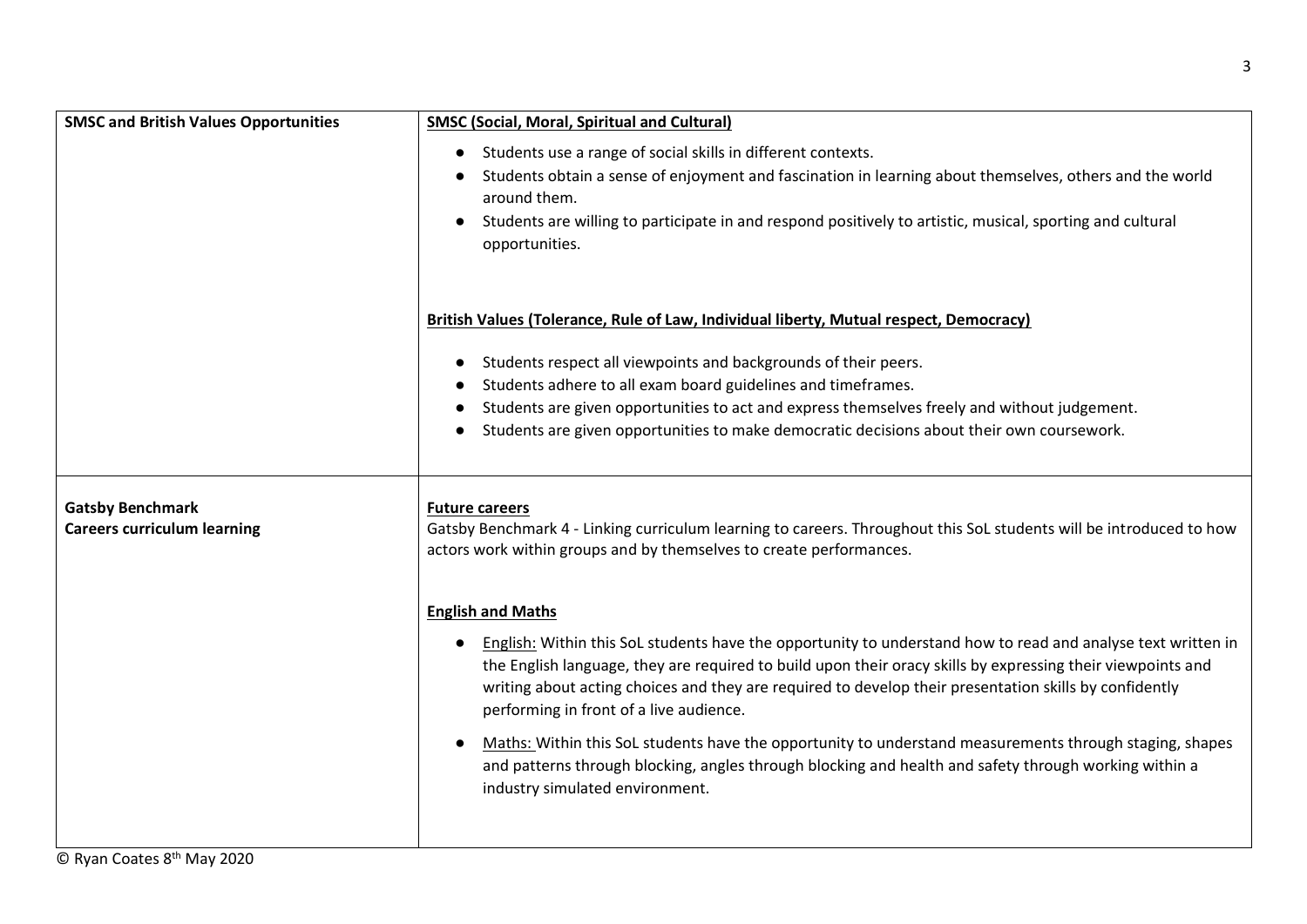| | |
|---|---|
| **SMSC and British Values Opportunities** | **<u>SMSC (Social, Moral, Spiritual and Cultural)</u>**<br><br>• Students use a range of social skills in different contexts.<br>• Students obtain a sense of enjoyment and fascination in learning about themselves, others and the world around them.<br>• Students are willing to participate in and respond positively to artistic, musical, sporting and cultural opportunities.<br><br>**<u>British Values (Tolerance, Rule of Law, Individual liberty, Mutual respect, Democracy)</u>**<br><br>• Students respect all viewpoints and backgrounds of their peers.<br>• Students adhere to all exam board guidelines and timeframes.<br>• Students are given opportunities to act and express themselves freely and without judgement.<br>• Students are given opportunities to make democratic decisions about their own coursework. |
| **Gatsby Benchmark**<br>**Careers curriculum learning** | **<u>Future careers</u>**<br>Gatsby Benchmark 4 - Linking curriculum learning to careers. Throughout this SoL students will be introduced to how actors work within groups and by themselves to create performances.<br><br>**<u>English and Maths</u>**<br><br>• <u>English:</u> Within this SoL students have the opportunity to understand how to read and analyse text written in the English language, they are required to build upon their oracy skills by expressing their viewpoints and writing about acting choices and they are required to develop their presentation skills by confidently performing in front of a live audience.<br>• <u>Maths:</u> Within this SoL students have the opportunity to understand measurements through staging, shapes and patterns through blocking, angles through blocking and health and safety through working within a industry simulated environment. |

© Ryan Coates 8th May 2020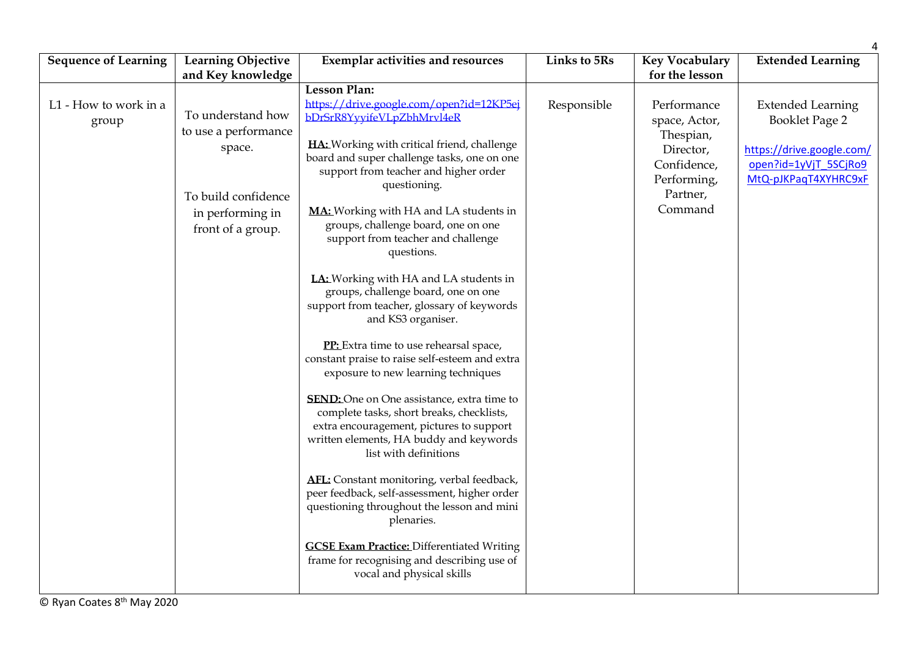| Sequence of Learning | Learning Objective and Key knowledge | Exemplar activities and resources | Links to 5Rs | Key Vocabulary for the lesson | Extended Learning |
|---|---|---|---|---|---|
| L1 - How to work in a group | To understand how to use a performance space.<br><br>To build confidence in performing in front of a group. | **Lesson Plan:**<br>https://drive.google.com/open?id=12KP5ejbDrSrR8YyyifeVLpZbhMrvl4eR<br><br>**HA:** Working with critical friend, challenge board and super challenge tasks, one on one support from teacher and higher order questioning.<br><br>**MA:** Working with HA and LA students in groups, challenge board, one on one support from teacher and challenge questions.<br><br>**LA:** Working with HA and LA students in groups, challenge board, one on one support from teacher, glossary of keywords and KS3 organiser.<br><br>**PP:** Extra time to use rehearsal space, constant praise to raise self-esteem and extra exposure to new learning techniques<br><br>**SEND:** One on One assistance, extra time to complete tasks, short breaks, checklists, extra encouragement, pictures to support written elements, HA buddy and keywords list with definitions<br><br>**AFL:** Constant monitoring, verbal feedback, peer feedback, self-assessment, higher order questioning throughout the lesson and mini plenaries.<br><br>**GCSE Exam Practice:** Differentiated Writing frame for recognising and describing use of vocal and physical skills | Responsible | Performance space, Actor, Thespian, Director, Confidence, Performing, Partner, Command | Extended Learning Booklet Page 2<br><br>https://drive.google.com/open?id=1yVjT_5SCjRo9MtQ-pJKPaqT4XYHRC9xF |

© Ryan Coates 8th May 2020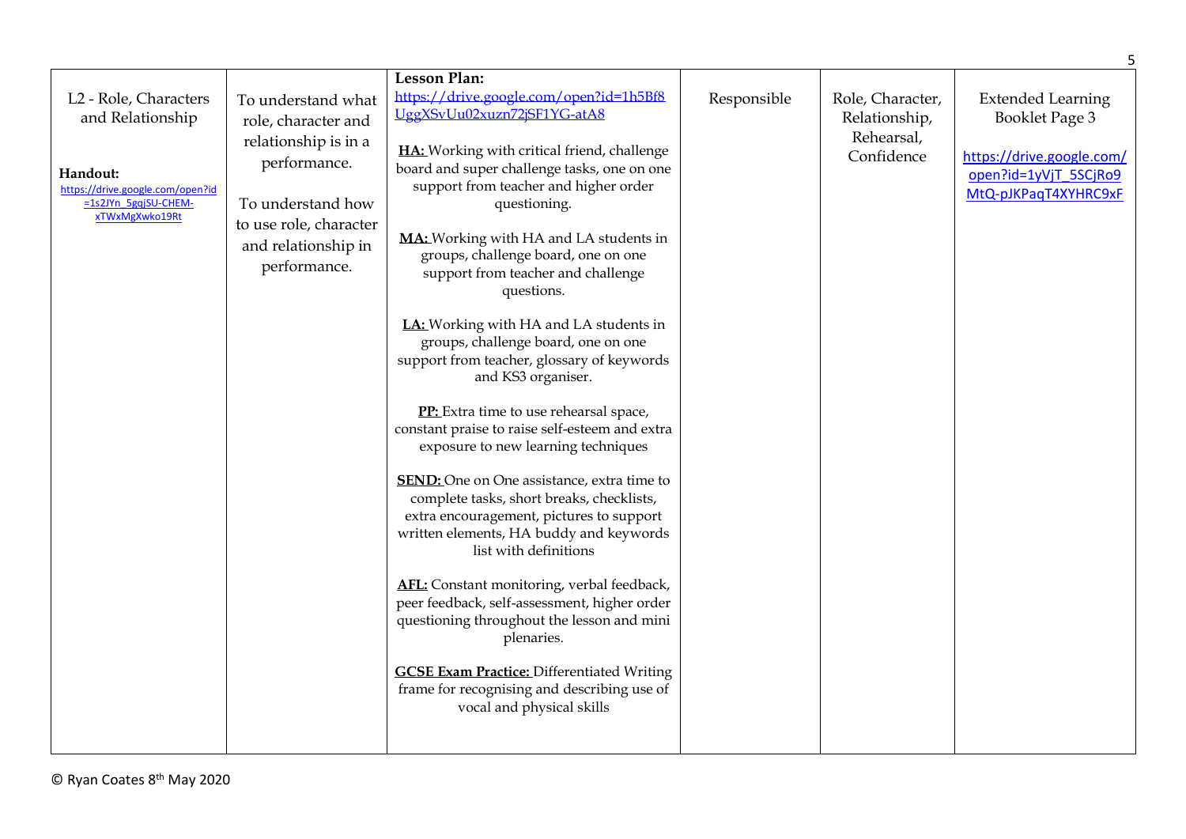| | | | | | |
|---|---|---|---|---|---|
| L2 - Role, Characters and Relationship<br><br>**Handout:**<br>https://drive.google.com/open?id=1s2JYn_5gqjSU-CHEM-xTWxMgXwko19Rt | To understand what role, character and relationship is in a performance.<br><br>To understand how to use role, character and relationship in performance. | **Lesson Plan:**<br>https://drive.google.com/open?id=1h5Bf8UggXSvUu02xuzn72jSF1YG-atA8<br><br>**HA:** Working with critical friend, challenge board and super challenge tasks, one on one support from teacher and higher order questioning.<br><br>**MA:** Working with HA and LA students in groups, challenge board, one on one support from teacher and challenge questions.<br><br>**LA:** Working with HA and LA students in groups, challenge board, one on one support from teacher, glossary of keywords and KS3 organiser.<br><br>**PP:** Extra time to use rehearsal space, constant praise to raise self-esteem and extra exposure to new learning techniques<br><br>**SEND:** One on One assistance, extra time to complete tasks, short breaks, checklists, extra encouragement, pictures to support written elements, HA buddy and keywords list with definitions<br><br>**AFL:** Constant monitoring, verbal feedback, peer feedback, self-assessment, higher order questioning throughout the lesson and mini plenaries.<br><br>**GCSE Exam Practice:** Differentiated Writing frame for recognising and describing use of vocal and physical skills | Responsible | Role, Character, Relationship, Rehearsal, Confidence | Extended Learning Booklet Page 3<br><br>https://drive.google.com/open?id=1yVjT_5SCjRo9MtQ-pJKPaqT4XYHRC9xF |

© Ryan Coates 8th May 2020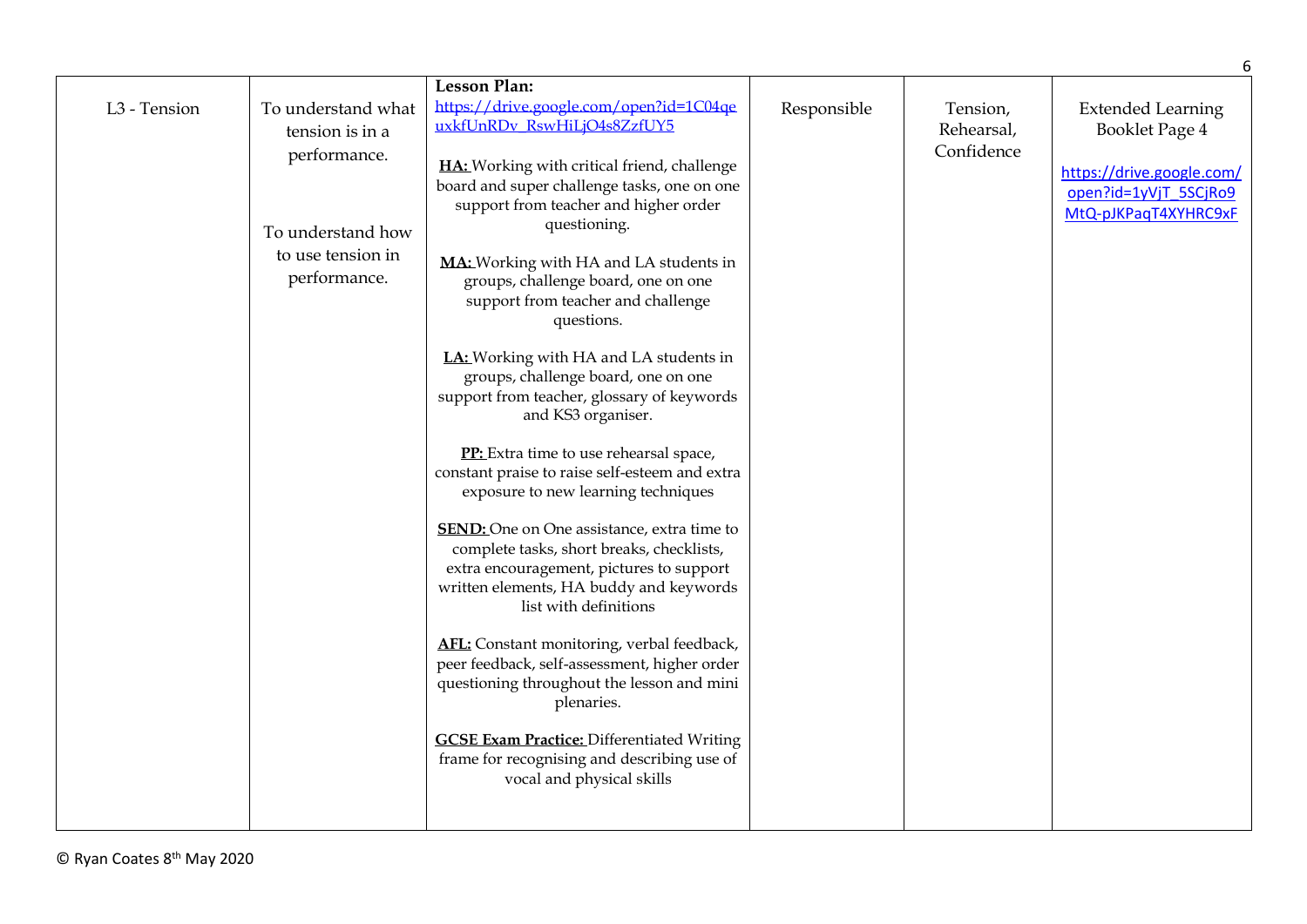| L3 - Tension | To understand what tension is in a performance.<br><br>To understand how to use tension in performance. | **Lesson Plan:** https://drive.google.com/open?id=1C04qeuxkfUnRDv_RswHiLjO4s8ZzfUY5<br><br>**HA:** Working with critical friend, challenge board and super challenge tasks, one on one support from teacher and higher order questioning.<br><br>**MA:** Working with HA and LA students in groups, challenge board, one on one support from teacher and challenge questions.<br><br>**LA:** Working with HA and LA students in groups, challenge board, one on one support from teacher, glossary of keywords and KS3 organiser.<br><br>**PP:** Extra time to use rehearsal space, constant praise to raise self-esteem and extra exposure to new learning techniques<br><br>**SEND:** One on One assistance, extra time to complete tasks, short breaks, checklists, extra encouragement, pictures to support written elements, HA buddy and keywords list with definitions<br><br>**AFL:** Constant monitoring, verbal feedback, peer feedback, self-assessment, higher order questioning throughout the lesson and mini plenaries.<br><br>**GCSE Exam Practice:** Differentiated Writing frame for recognising and describing use of vocal and physical skills | Responsible | Tension, Rehearsal, Confidence | Extended Learning Booklet Page 4<br><br>https://drive.google.com/open?id=1yVjT_5SCjRo9MtQ-pJKPaqT4XYHRC9xF |
|---|---|---|---|---|---|

© Ryan Coates 8th May 2020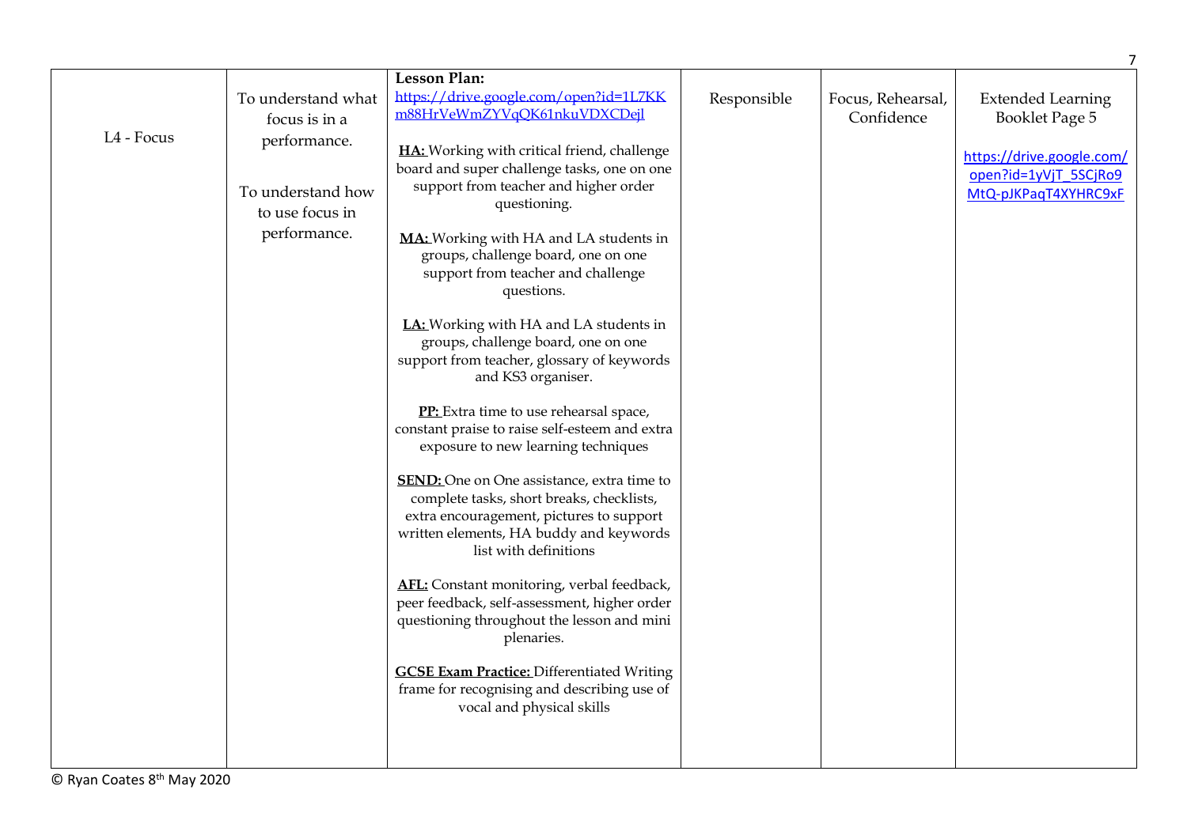| L4 - Focus | To understand what focus is in a performance.<br><br>To understand how to use focus in performance. | **Lesson Plan:** https://drive.google.com/open?id=1L7KKm88HrVeWmZYVqQK61nkuVDXCDejl<br><br>**HA:** Working with critical friend, challenge board and super challenge tasks, one on one support from teacher and higher order questioning.<br><br>**MA:** Working with HA and LA students in groups, challenge board, one on one support from teacher and challenge questions.<br><br>**LA:** Working with HA and LA students in groups, challenge board, one on one support from teacher, glossary of keywords and KS3 organiser.<br><br>**PP:** Extra time to use rehearsal space, constant praise to raise self-esteem and extra exposure to new learning techniques<br><br>**SEND:** One on One assistance, extra time to complete tasks, short breaks, checklists, extra encouragement, pictures to support written elements, HA buddy and keywords list with definitions<br><br>**AFL:** Constant monitoring, verbal feedback, peer feedback, self-assessment, higher order questioning throughout the lesson and mini plenaries.<br><br>**GCSE Exam Practice:** Differentiated Writing frame for recognising and describing use of vocal and physical skills | Responsible | Focus, Rehearsal, Confidence | Extended Learning Booklet Page 5<br><br>https://drive.google.com/open?id=1yVjT_5SCjRo9MtQ-pJKPaqT4XYHRC9xF |
|---|---|---|---|---|---|

© Ryan Coates 8th May 2020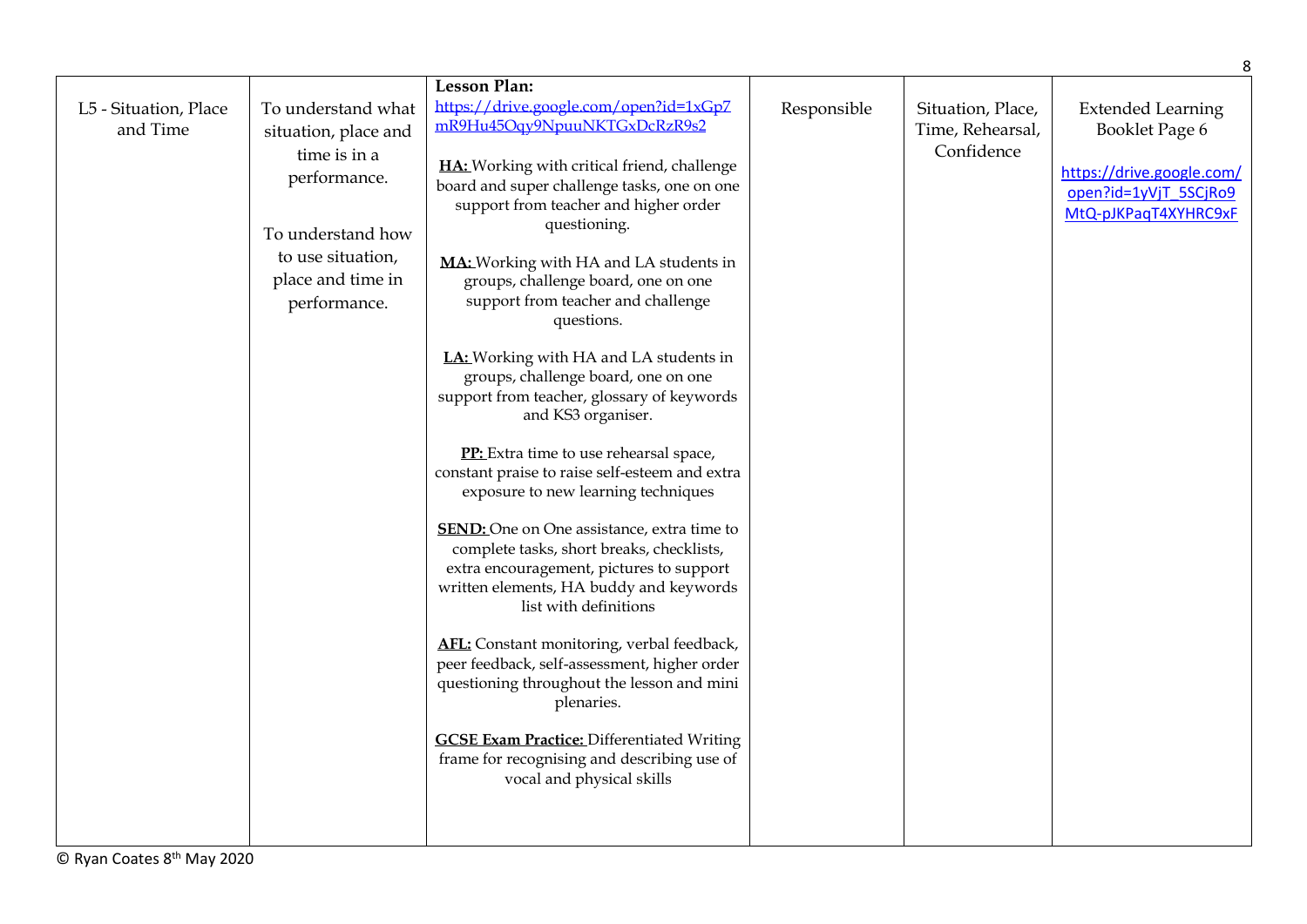| L5 - Situation, Place and Time | To understand what situation, place and time is in a performance.<br><br>To understand how to use situation, place and time in performance. | **Lesson Plan:** https://drive.google.com/open?id=1xGp7mR9Hu45Oqy9NpuuNKTGxDcRzR9s2<br><br>**HA:** Working with critical friend, challenge board and super challenge tasks, one on one support from teacher and higher order questioning.<br><br>**MA:** Working with HA and LA students in groups, challenge board, one on one support from teacher and challenge questions.<br><br>**LA:** Working with HA and LA students in groups, challenge board, one on one support from teacher, glossary of keywords and KS3 organiser.<br><br>**PP:** Extra time to use rehearsal space, constant praise to raise self-esteem and extra exposure to new learning techniques<br><br>**SEND:** One on One assistance, extra time to complete tasks, short breaks, checklists, extra encouragement, pictures to support written elements, HA buddy and keywords list with definitions<br><br>**AFL:** Constant monitoring, verbal feedback, peer feedback, self-assessment, higher order questioning throughout the lesson and mini plenaries.<br><br>**GCSE Exam Practice:** Differentiated Writing frame for recognising and describing use of vocal and physical skills | Responsible | Situation, Place, Time, Rehearsal, Confidence | Extended Learning Booklet Page 6<br><br>https://drive.google.com/open?id=1yVjT_5SCjRo9MtQ-pJKPaqT4XYHRC9xF |
|---|---|---|---|---|---|

© Ryan Coates 8th May 2020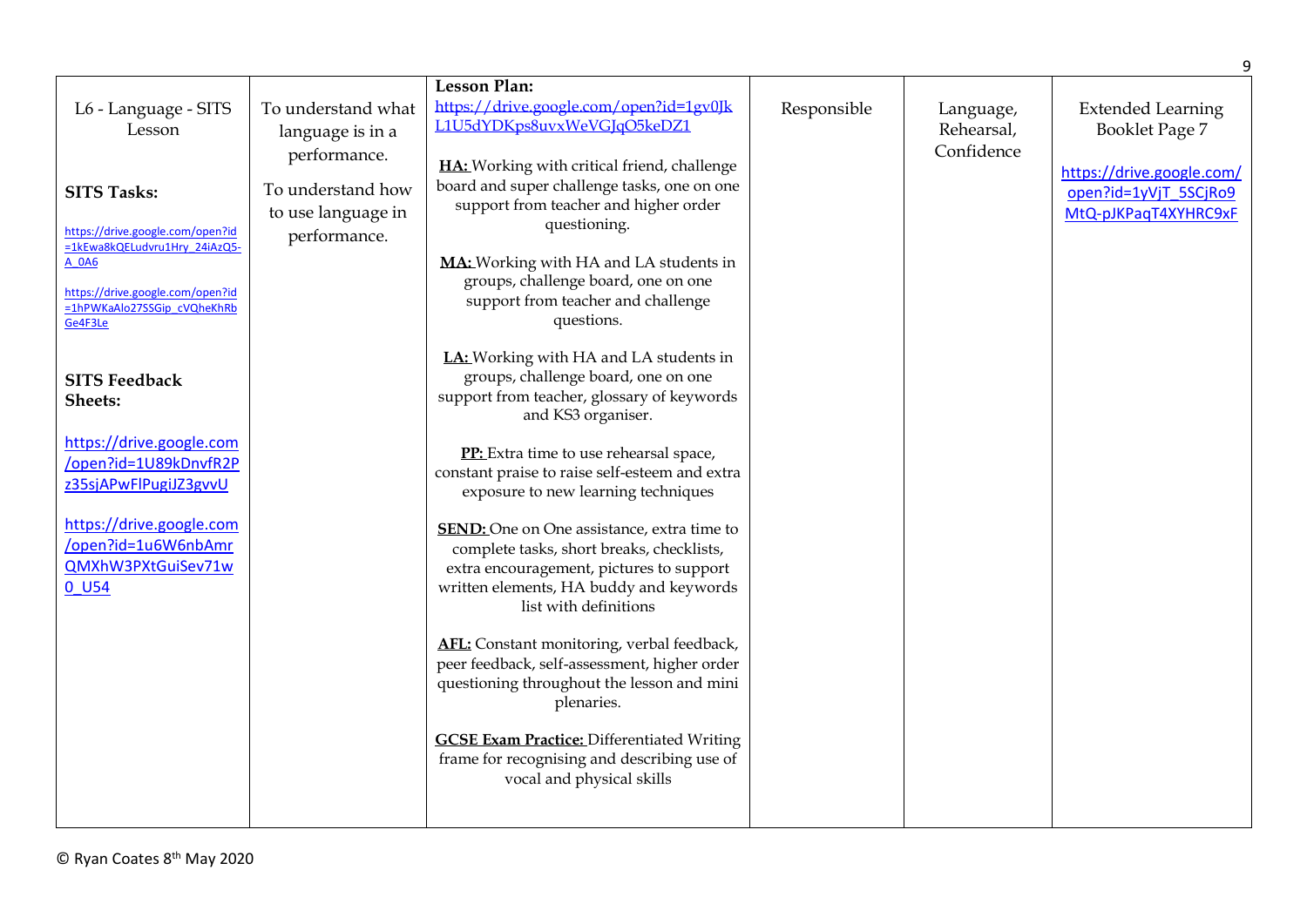| L6 - Language - SITS Lesson<br><br>**SITS Tasks:**<br><br>https://drive.google.com/open?id=1kEwa8kQELudvru1Hry_24iAzQ5-A_0A6<br><br>https://drive.google.com/open?id=1hPWKaAlo27SSGip_cVQheKhRbGe4F3Le<br><br>**SITS Feedback Sheets:**<br><br>https://drive.google.com/open?id=1U89kDnvfR2Pz35sjAPwFlPugiJZ3gvvU<br><br>https://drive.google.com/open?id=1u6W6nbAmrQMXhW3PXtGuiSev71w0_U54 | To understand what language is in a performance.<br><br>To understand how to use language in performance. | **Lesson Plan:** https://drive.google.com/open?id=1gv0JkL1U5dYDKps8uvxWeVGJqO5keDZ1<br><br>**HA:** Working with critical friend, challenge board and super challenge tasks, one on one support from teacher and higher order questioning.<br><br>**MA:** Working with HA and LA students in groups, challenge board, one on one support from teacher and challenge questions.<br><br>**LA:** Working with HA and LA students in groups, challenge board, one on one support from teacher, glossary of keywords and KS3 organiser.<br><br>**PP:** Extra time to use rehearsal space, constant praise to raise self-esteem and extra exposure to new learning techniques<br><br>**SEND:** One on One assistance, extra time to complete tasks, short breaks, checklists, extra encouragement, pictures to support written elements, HA buddy and keywords list with definitions<br><br>**AFL:** Constant monitoring, verbal feedback, peer feedback, self-assessment, higher order questioning throughout the lesson and mini plenaries.<br><br>**GCSE Exam Practice:** Differentiated Writing frame for recognising and describing use of vocal and physical skills | Responsible | Language, Rehearsal, Confidence | Extended Learning Booklet Page 7<br><br>https://drive.google.com/open?id=1yVjT_5SCjRo9MtQ-pJKPaqT4XYHRC9xF |
|---|---|---|---|---|---|

© Ryan Coates 8th May 2020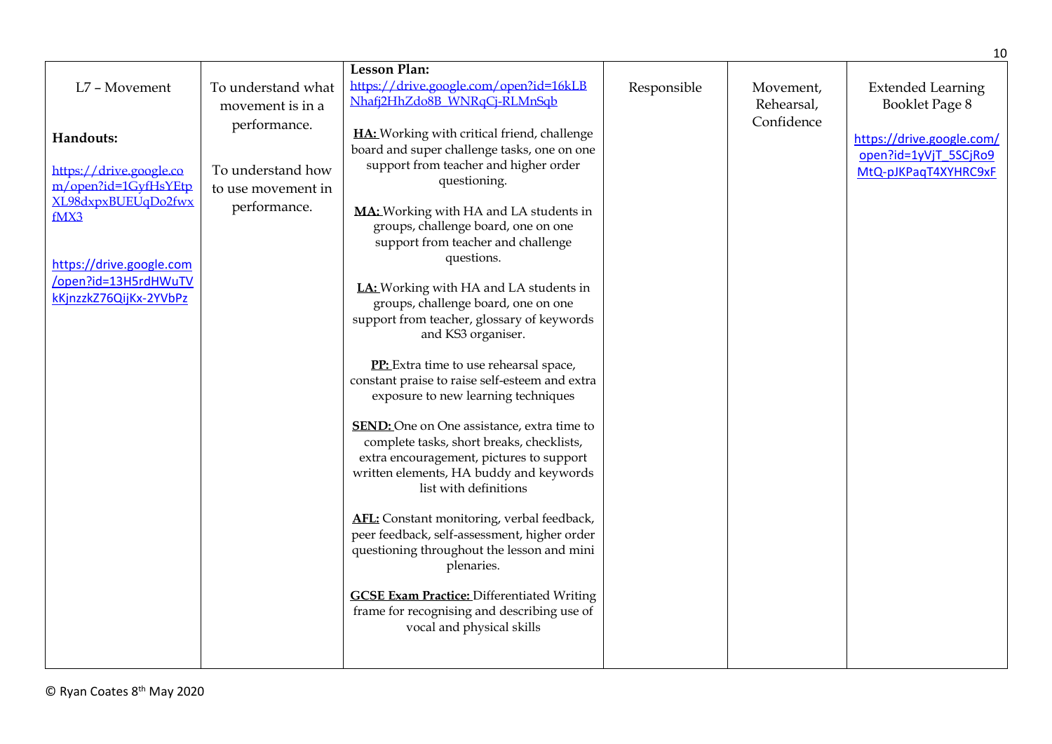| L7 – Movement<br><br>**Handouts:**<br><br>https://drive.google.com/open?id=1GyfHsYEtpXL98dxpxBUEUqDo2fwxfMX3<br><br>https://drive.google.com/open?id=13H5rdHWuTVkKjnzzkZ76QijKx-2YVbPz | To understand what movement is in a performance.<br><br>To understand how to use movement in performance. | **Lesson Plan:** https://drive.google.com/open?id=16kLBNhafj2HhZdo8B_WNRqCj-RLMnSqb<br><br>**HA:** Working with critical friend, challenge board and super challenge tasks, one on one support from teacher and higher order questioning.<br><br>**MA:** Working with HA and LA students in groups, challenge board, one on one support from teacher and challenge questions.<br><br>**LA:** Working with HA and LA students in groups, challenge board, one on one support from teacher, glossary of keywords and KS3 organiser.<br><br>**PP:** Extra time to use rehearsal space, constant praise to raise self-esteem and extra exposure to new learning techniques<br><br>**SEND:** One on One assistance, extra time to complete tasks, short breaks, checklists, extra encouragement, pictures to support written elements, HA buddy and keywords list with definitions<br><br>**AFL:** Constant monitoring, verbal feedback, peer feedback, self-assessment, higher order questioning throughout the lesson and mini plenaries.<br><br>**GCSE Exam Practice:** Differentiated Writing frame for recognising and describing use of vocal and physical skills | Responsible | Movement, Rehearsal, Confidence | Extended Learning Booklet Page 8<br><br>https://drive.google.com/open?id=1yVjT_5SCjRo9MtQ-pJKPaqT4XYHRC9xF |
|---|---|---|---|---|---|

© Ryan Coates 8th May 2020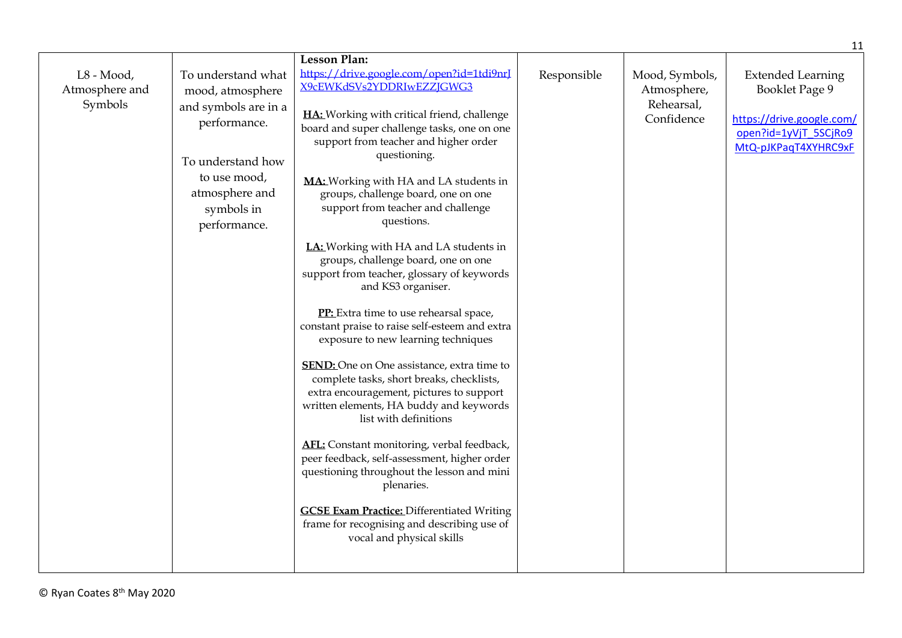| | | | | | |
|---|---|---|---|---|---|
| L8 - Mood, Atmosphere and Symbols | To understand what mood, atmosphere and symbols are in a performance.<br><br>To understand how to use mood, atmosphere and symbols in performance. | **Lesson Plan:** https://drive.google.com/open?id=1tdi9nrJX9cEWKdSVs2YDDRIwEZZJGWG3<br><br>**HA:** Working with critical friend, challenge board and super challenge tasks, one on one support from teacher and higher order questioning.<br><br>**MA:** Working with HA and LA students in groups, challenge board, one on one support from teacher and challenge questions.<br><br>**LA:** Working with HA and LA students in groups, challenge board, one on one support from teacher, glossary of keywords and KS3 organiser.<br><br>**PP:** Extra time to use rehearsal space, constant praise to raise self-esteem and extra exposure to new learning techniques<br><br>**SEND:** One on One assistance, extra time to complete tasks, short breaks, checklists, extra encouragement, pictures to support written elements, HA buddy and keywords list with definitions<br><br>**AFL:** Constant monitoring, verbal feedback, peer feedback, self-assessment, higher order questioning throughout the lesson and mini plenaries.<br><br>**GCSE Exam Practice:** Differentiated Writing frame for recognising and describing use of vocal and physical skills | Responsible | Mood, Symbols, Atmosphere, Rehearsal, Confidence | Extended Learning Booklet Page 9<br><br>https://drive.google.com/open?id=1yVjT_5SCjRo9MtQ-pJKPaqT4XYHRC9xF |

© Ryan Coates 8th May 2020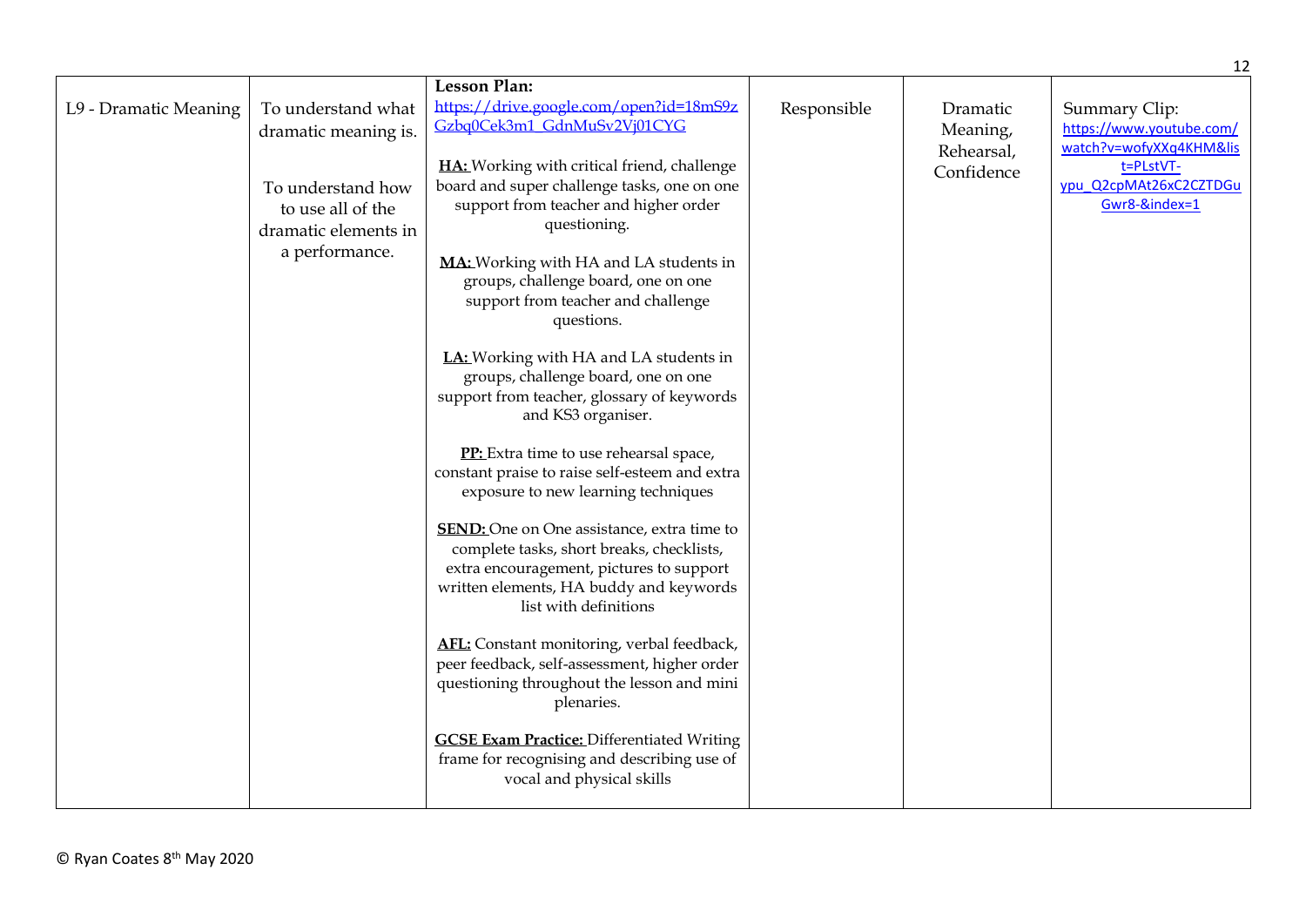| L9 - Dramatic Meaning | To understand what dramatic meaning is.<br><br>To understand how to use all of the dramatic elements in a performance. | **Lesson Plan:** https://drive.google.com/open?id=18mS9zGzbq0Cek3m1_GdnMuSv2Vj01CYG<br><br>**HA:** Working with critical friend, challenge board and super challenge tasks, one on one support from teacher and higher order questioning.<br><br>**MA:** Working with HA and LA students in groups, challenge board, one on one support from teacher and challenge questions.<br><br>**LA:** Working with HA and LA students in groups, challenge board, one on one support from teacher, glossary of keywords and KS3 organiser.<br><br>**PP:** Extra time to use rehearsal space, constant praise to raise self-esteem and extra exposure to new learning techniques<br><br>**SEND:** One on One assistance, extra time to complete tasks, short breaks, checklists, extra encouragement, pictures to support written elements, HA buddy and keywords list with definitions<br><br>**AFL:** Constant monitoring, verbal feedback, peer feedback, self-assessment, higher order questioning throughout the lesson and mini plenaries.<br><br>**GCSE Exam Practice:** Differentiated Writing frame for recognising and describing use of vocal and physical skills | Responsible | Dramatic Meaning, Rehearsal, Confidence | Summary Clip: https://www.youtube.com/watch?v=wofyXXq4KHM&list=PLstVT-ypu_Q2cpMAt26xC2CZTDGuGwr8-&index=1 |
|---|---|---|---|---|---|

© Ryan Coates 8th May 2020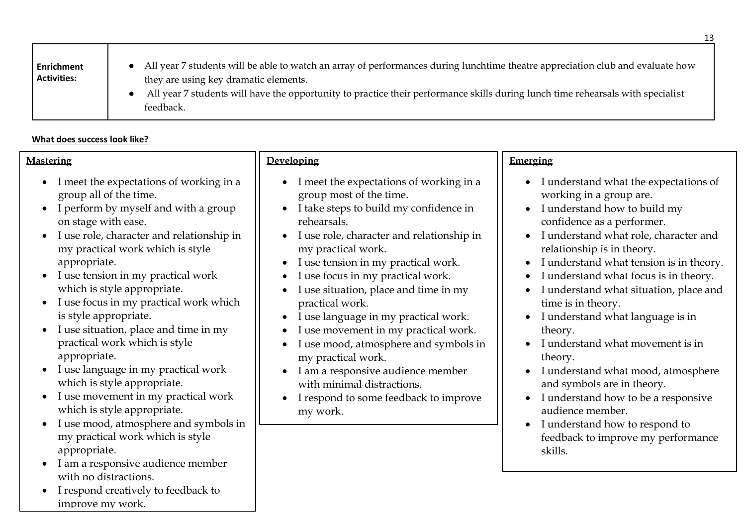| | |
|---|---|
| **Enrichment Activities:** | • All year 7 students will be able to watch an array of performances during lunchtime theatre appreciation club and evaluate how they are using key dramatic elements.<br>• All year 7 students will have the opportunity to practice their performance skills during lunch time rehearsals with specialist feedback. |

**What does success look like?**

**Mastering**

- I meet the expectations of working in a group all of the time.
- I perform by myself and with a group on stage with ease.
- I use role, character and relationship in my practical work which is style appropriate.
- I use tension in my practical work which is style appropriate.
- I use focus in my practical work which is style appropriate.
- I use situation, place and time in my practical work which is style appropriate.
- I use language in my practical work which is style appropriate.
- I use movement in my practical work which is style appropriate.
- I use mood, atmosphere and symbols in my practical work which is style appropriate.
- I am a responsive audience member with no distractions.
- I respond creatively to feedback to improve my work.

**Developing**

- I meet the expectations of working in a group most of the time.
- I take steps to build my confidence in rehearsals.
- I use role, character and relationship in my practical work.
- I use tension in my practical work.
- I use focus in my practical work.
- I use situation, place and time in my practical work.
- I use language in my practical work.
- I use movement in my practical work.
- I use mood, atmosphere and symbols in my practical work.
- I am a responsive audience member with minimal distractions.
- I respond to some feedback to improve my work.

**Emerging**

- I understand what the expectations of working in a group are.
- I understand how to build my confidence as a performer.
- I understand what role, character and relationship is in theory.
- I understand what tension is in theory.
- I understand what focus is in theory.
- I understand what situation, place and time is in theory.
- I understand what language is in theory.
- I understand what movement is in theory.
- I understand what mood, atmosphere and symbols are in theory.
- I understand how to be a responsive audience member.
- I understand how to respond to feedback to improve my performance skills.